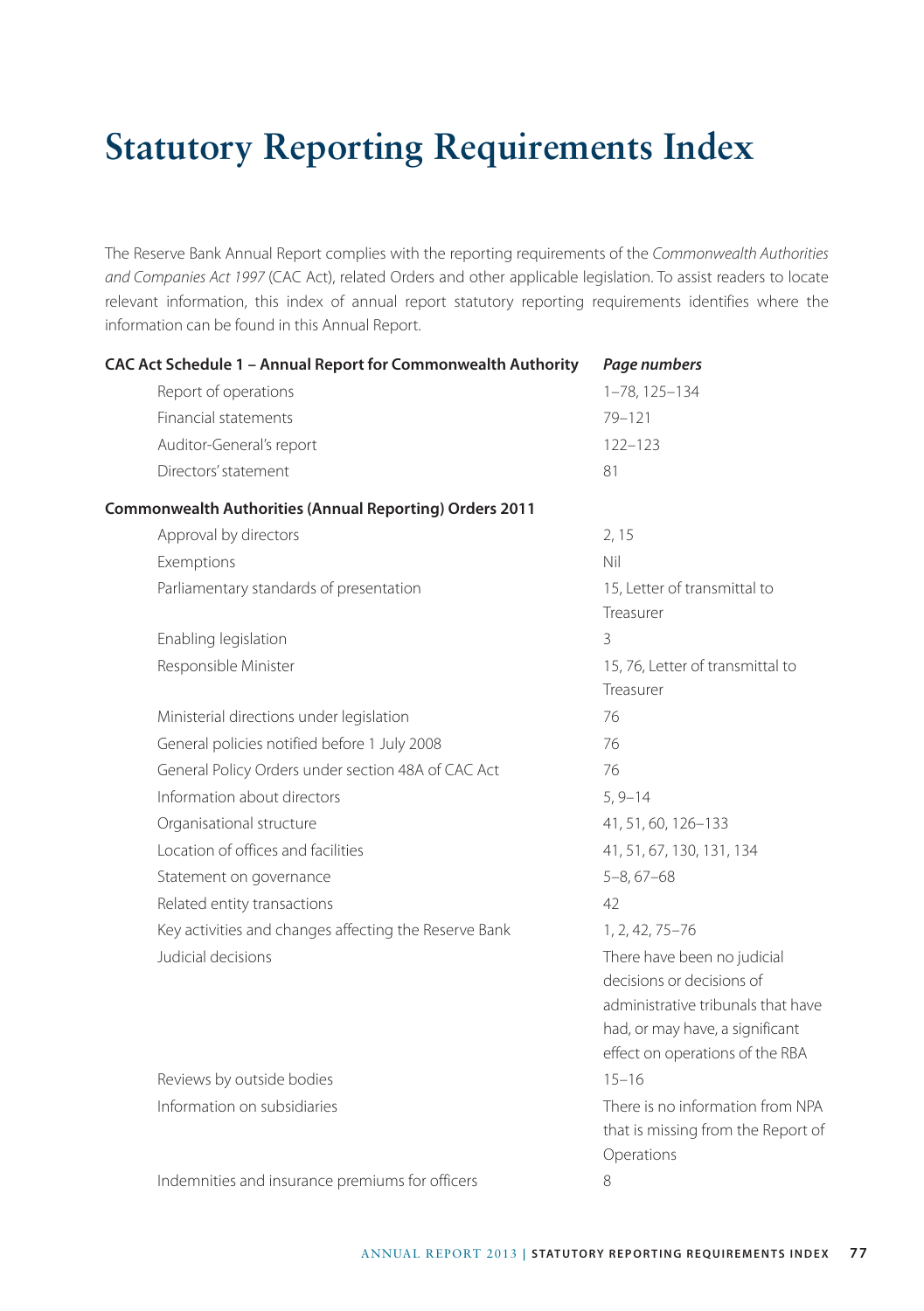# Statutory Reporting Requirements Index

The Reserve Bank Annual Report complies with the reporting requirements of the *Commonwealth Authorities and Companies Act 1997* (CAC Act), related Orders and other applicable legislation. To assist readers to locate relevant information, this index of annual report statutory reporting requirements identifies where the information can be found in this Annual Report.

| **CAC Act Schedule 1 – Annual Report for Commonwealth Authority** | ***Page numbers*** |
|---|---|
| Report of operations | 1–78, 125–134 |
| Financial statements | 79–121 |
| Auditor-General's report | 122–123 |
| Directors' statement | 81 |
| **Commonwealth Authorities (Annual Reporting) Orders 2011** | |
| Approval by directors | 2, 15 |
| Exemptions | Nil |
| Parliamentary standards of presentation | 15, Letter of transmittal to Treasurer |
| Enabling legislation | 3 |
| Responsible Minister | 15, 76, Letter of transmittal to Treasurer |
| Ministerial directions under legislation | 76 |
| General policies notified before 1 July 2008 | 76 |
| General Policy Orders under section 48A of CAC Act | 76 |
| Information about directors | 5, 9–14 |
| Organisational structure | 41, 51, 60, 126–133 |
| Location of offices and facilities | 41, 51, 67, 130, 131, 134 |
| Statement on governance | 5–8, 67–68 |
| Related entity transactions | 42 |
| Key activities and changes affecting the Reserve Bank | 1, 2, 42, 75–76 |
| Judicial decisions | There have been no judicial decisions or decisions of administrative tribunals that have had, or may have, a significant effect on operations of the RBA |
| Reviews by outside bodies | 15–16 |
| Information on subsidiaries | There is no information from NPA that is missing from the Report of Operations |
| Indemnities and insurance premiums for officers | 8 |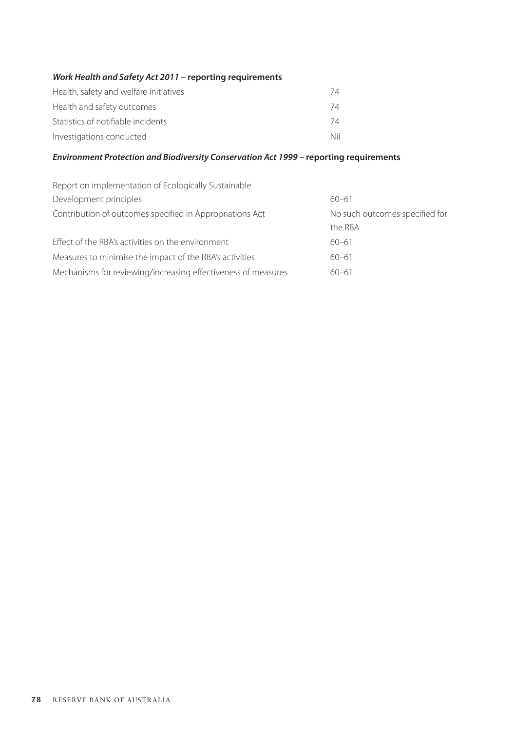### *Work Health and Safety Act 2011* – reporting requirements

| | |
|---|---|
| Health, safety and welfare initiatives | 74 |
| Health and safety outcomes | 74 |
| Statistics of notifiable incidents | 74 |
| Investigations conducted | Nil |

### *Environment Protection and Biodiversity Conservation Act 1999* – reporting requirements

| | |
|---|---|
| Report on implementation of Ecologically Sustainable Development principles | 60–61 |
| Contribution of outcomes specified in Appropriations Act | No such outcomes specified for the RBA |
| Effect of the RBA's activities on the environment | 60–61 |
| Measures to minimise the impact of the RBA's activities | 60–61 |
| Mechanisms for reviewing/increasing effectiveness of measures | 60–61 |